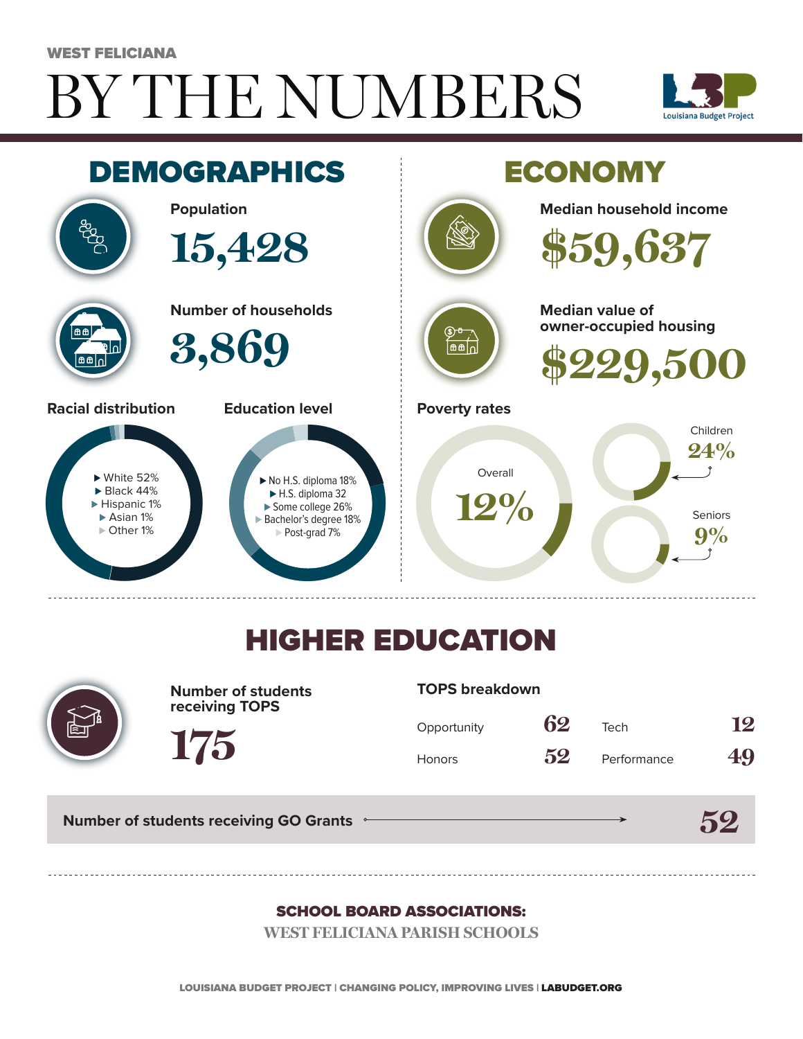WEST FELICIANA

# BY THE NUMBERS

Louisiana Budget Project

## DEMOGRAPHICS

**Population**

15,428

**Number of households**

3,869

**Racial distribution**

- White 52%
- Black 44%
- Hispanic 1%
- Asian 1%
- Other 1%

**Education level**

- No H.S. diploma 18%
- H.S. diploma 32
- Some college 26%
- Bachelor's degree 18%
- Post-grad 7%

## ECONOMY

**Median household income**

$59,637

**Median value of owner-occupied housing**

$229,500

**Poverty rates**

Overall 12%

Children 24%

Seniors 9%

## HIGHER EDUCATION

**Number of students receiving TOPS**

175

**TOPS breakdown**

| | | | |
|---|---|---|---|
| Opportunity | 62 | Tech | 12 |
| Honors | 52 | Performance | 49 |

**Number of students receiving GO Grants** 52

**SCHOOL BOARD ASSOCIATIONS:**

WEST FELICIANA PARISH SCHOOLS

LOUISIANA BUDGET PROJECT | CHANGING POLICY, IMPROVING LIVES | LABUDGET.ORG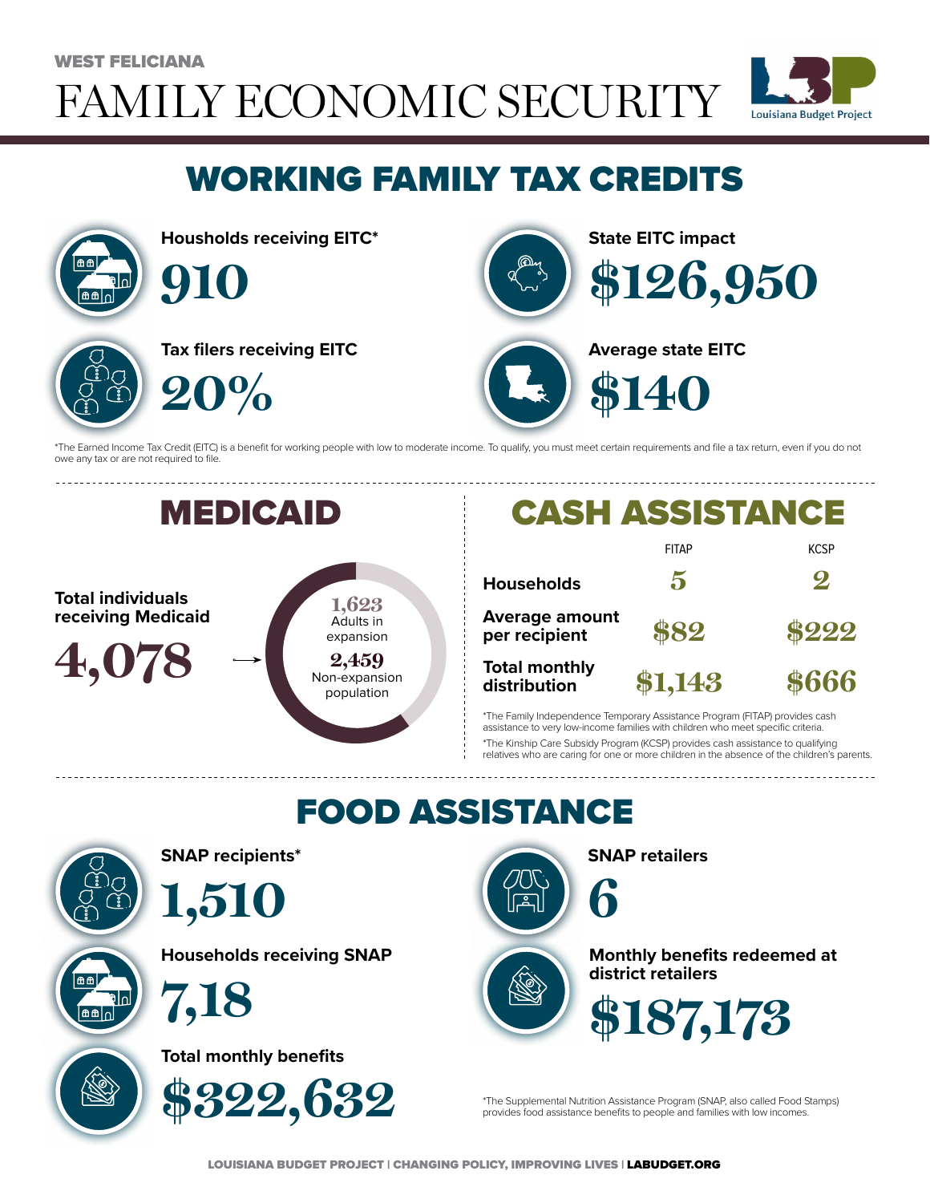WEST FELICIANA

# FAMILY ECONOMIC SECURITY

Louisiana Budget Project

## WORKING FAMILY TAX CREDITS

**Households receiving EITC***

**910**

**Tax filers receiving EITC**

**20%**

**State EITC impact**

**$126,950**

**Average state EITC**

**$140**

*The Earned Income Tax Credit (EITC) is a benefit for working people with low to moderate income. To qualify, you must meet certain requirements and file a tax return, even if you do not owe any tax or are not required to file.

## MEDICAID

**Total individuals receiving Medicaid**

**4,078**

1,623
Adults in expansion

2,459
Non-expansion population

## CASH ASSISTANCE

| | FITAP | KCSP |
|---|---|---|
| **Households** | 5 | 2 |
| **Average amount per recipient** | $82 | $222 |
| **Total monthly distribution** | $1,143 | $666 |

*The Family Independence Temporary Assistance Program (FITAP) provides cash assistance to very low-income families with children who meet specific criteria.

*The Kinship Care Subsidy Program (KCSP) provides cash assistance to qualifying relatives who are caring for one or more children in the absence of the children's parents.

## FOOD ASSISTANCE

**SNAP recipients***

**1,510**

**Households receiving SNAP**

**7,18**

**Total monthly benefits**

**$322,632**

**SNAP retailers**

**6**

**Monthly benefits redeemed at district retailers**

**$187,173**

*The Supplemental Nutrition Assistance Program (SNAP, also called Food Stamps) provides food assistance benefits to people and families with low incomes.

LOUISIANA BUDGET PROJECT | CHANGING POLICY, IMPROVING LIVES | LABUDGET.ORG